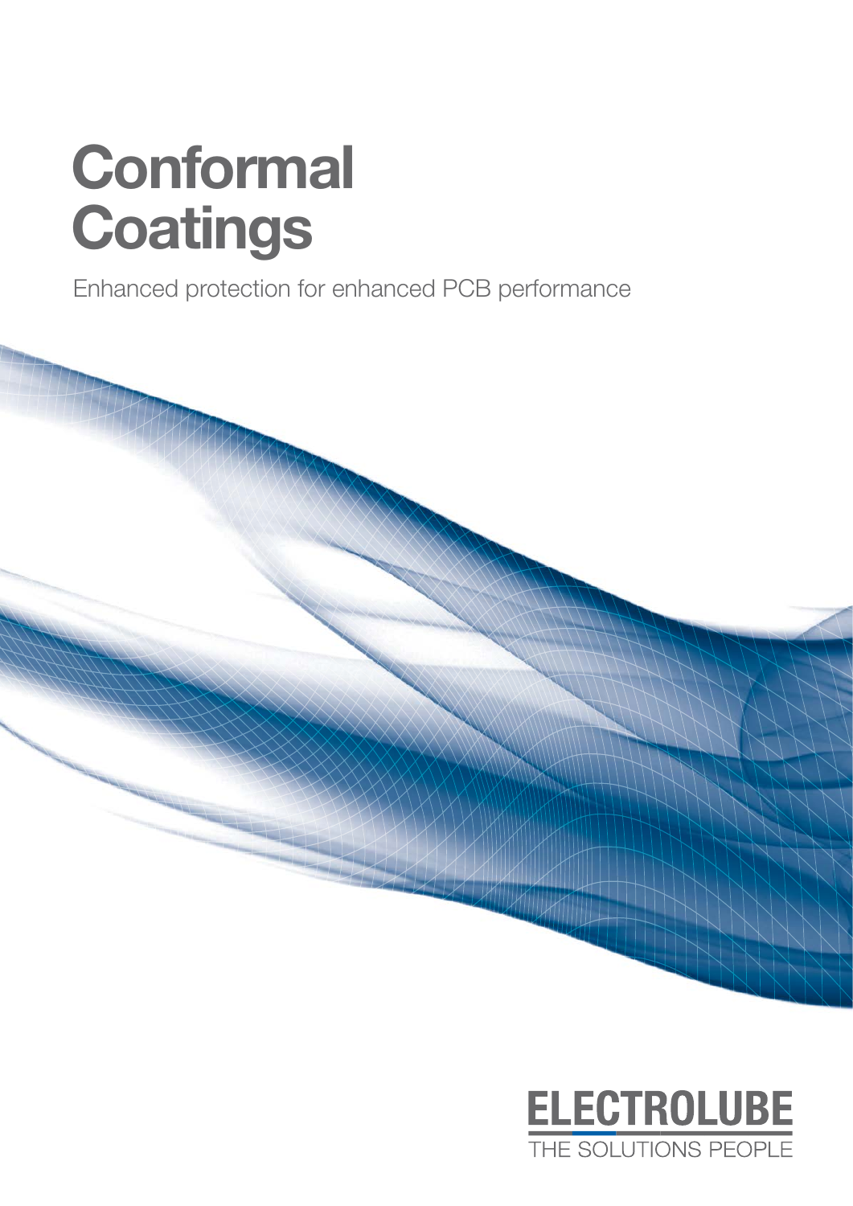# Conformal Coatings

Enhanced protection for enhanced PCB performance

ELECTROLUBE

THE SOLUTIONS PEOPLE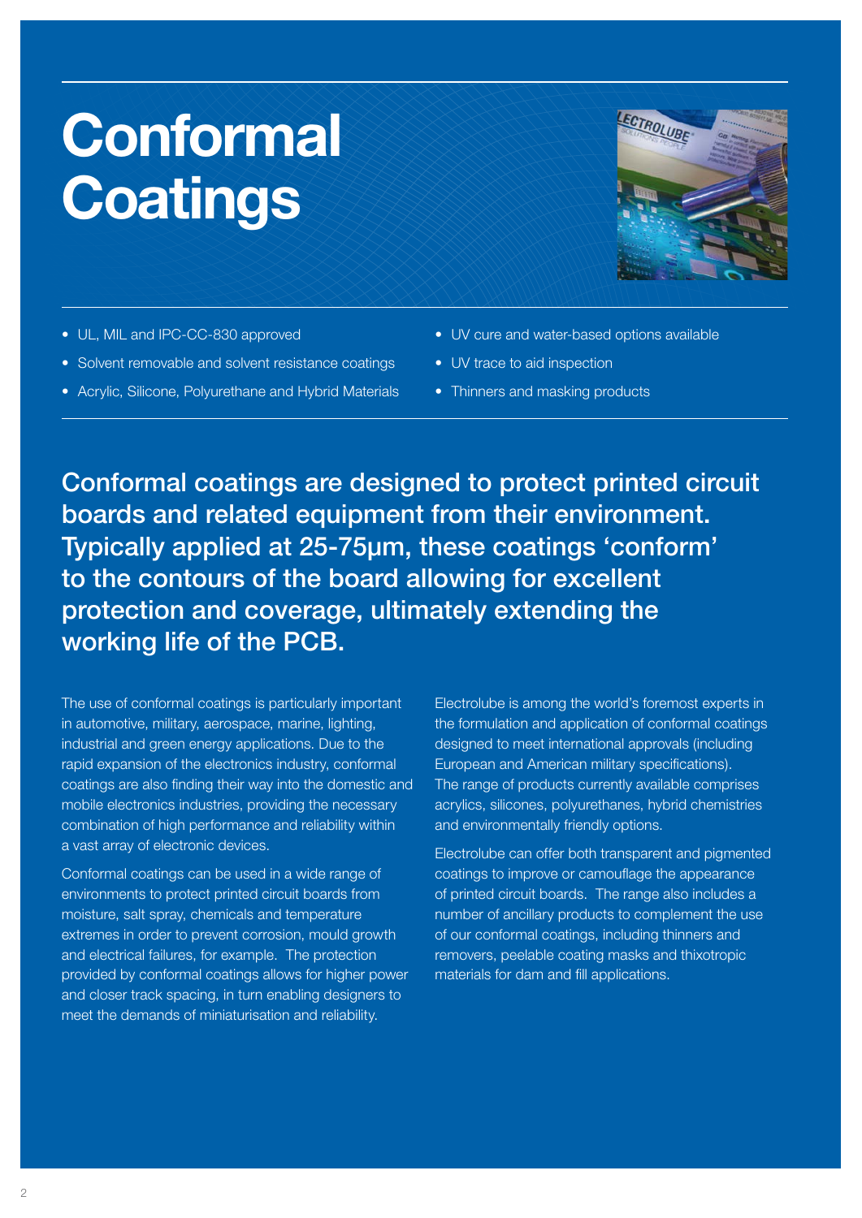# Conformal Coatings

- UL, MIL and IPC-CC-830 approved
- Solvent removable and solvent resistance coatings
- Acrylic, Silicone, Polyurethane and Hybrid Materials
- UV cure and water-based options available
- UV trace to aid inspection
- Thinners and masking products

**Conformal coatings are designed to protect printed circuit boards and related equipment from their environment. Typically applied at 25-75µm, these coatings 'conform' to the contours of the board allowing for excellent protection and coverage, ultimately extending the working life of the PCB.**

The use of conformal coatings is particularly important in automotive, military, aerospace, marine, lighting, industrial and green energy applications. Due to the rapid expansion of the electronics industry, conformal coatings are also finding their way into the domestic and mobile electronics industries, providing the necessary combination of high performance and reliability within a vast array of electronic devices.

Conformal coatings can be used in a wide range of environments to protect printed circuit boards from moisture, salt spray, chemicals and temperature extremes in order to prevent corrosion, mould growth and electrical failures, for example. The protection provided by conformal coatings allows for higher power and closer track spacing, in turn enabling designers to meet the demands of miniaturisation and reliability.

Electrolube is among the world's foremost experts in the formulation and application of conformal coatings designed to meet international approvals (including European and American military specifications). The range of products currently available comprises acrylics, silicones, polyurethanes, hybrid chemistries and environmentally friendly options.

Electrolube can offer both transparent and pigmented coatings to improve or camouflage the appearance of printed circuit boards. The range also includes a number of ancillary products to complement the use of our conformal coatings, including thinners and removers, peelable coating masks and thixotropic materials for dam and fill applications.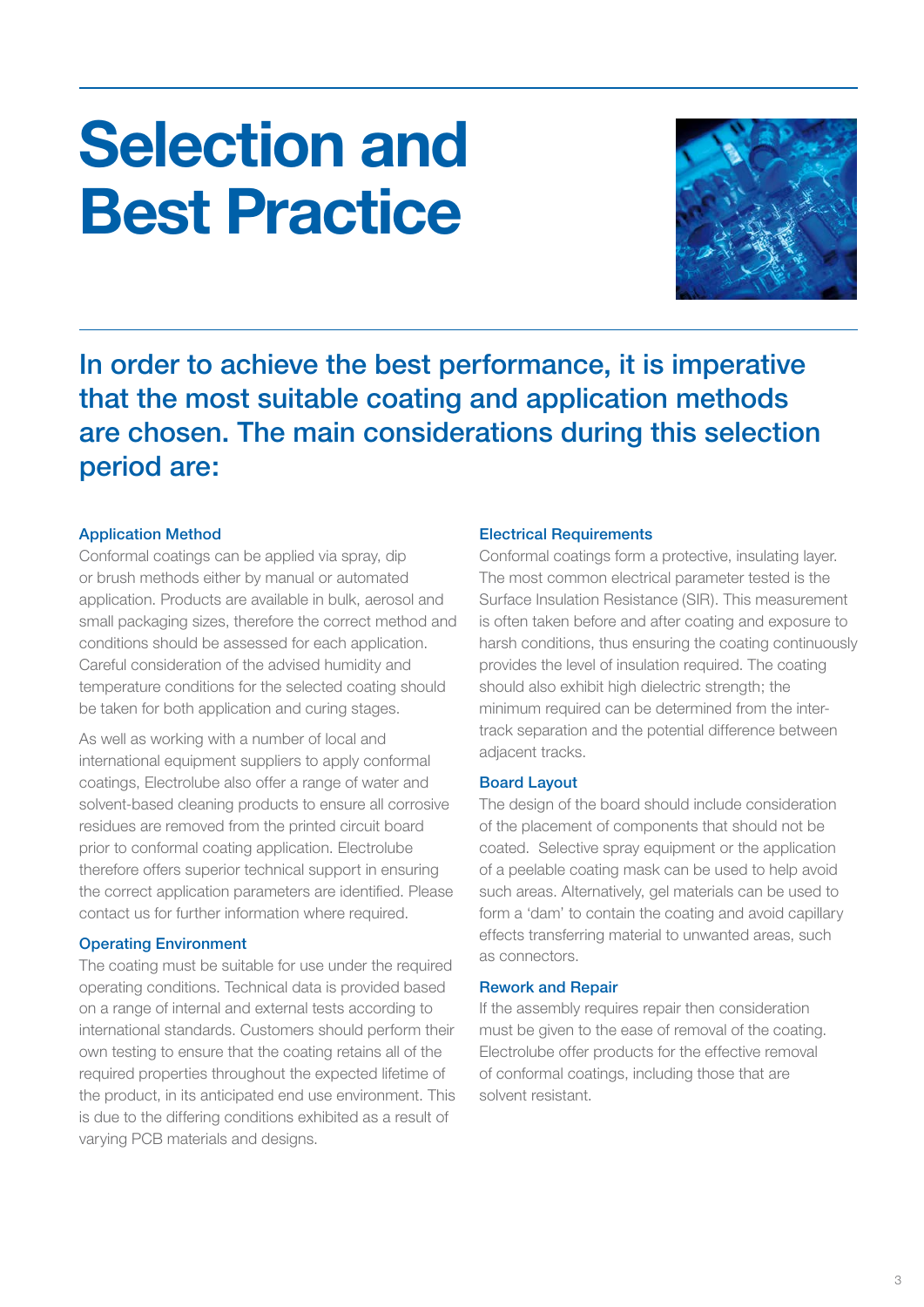# Selection and Best Practice

## In order to achieve the best performance, it is imperative that the most suitable coating and application methods are chosen. The main considerations during this selection period are:

### Application Method

Conformal coatings can be applied via spray, dip or brush methods either by manual or automated application. Products are available in bulk, aerosol and small packaging sizes, therefore the correct method and conditions should be assessed for each application. Careful consideration of the advised humidity and temperature conditions for the selected coating should be taken for both application and curing stages.

As well as working with a number of local and international equipment suppliers to apply conformal coatings, Electrolube also offer a range of water and solvent-based cleaning products to ensure all corrosive residues are removed from the printed circuit board prior to conformal coating application. Electrolube therefore offers superior technical support in ensuring the correct application parameters are identified. Please contact us for further information where required.

### Operating Environment

The coating must be suitable for use under the required operating conditions. Technical data is provided based on a range of internal and external tests according to international standards. Customers should perform their own testing to ensure that the coating retains all of the required properties throughout the expected lifetime of the product, in its anticipated end use environment. This is due to the differing conditions exhibited as a result of varying PCB materials and designs.

### Electrical Requirements

Conformal coatings form a protective, insulating layer. The most common electrical parameter tested is the Surface Insulation Resistance (SIR). This measurement is often taken before and after coating and exposure to harsh conditions, thus ensuring the coating continuously provides the level of insulation required. The coating should also exhibit high dielectric strength; the minimum required can be determined from the inter-track separation and the potential difference between adjacent tracks.

### Board Layout

The design of the board should include consideration of the placement of components that should not be coated. Selective spray equipment or the application of a peelable coating mask can be used to help avoid such areas. Alternatively, gel materials can be used to form a 'dam' to contain the coating and avoid capillary effects transferring material to unwanted areas, such as connectors.

### Rework and Repair

If the assembly requires repair then consideration must be given to the ease of removal of the coating. Electrolube offer products for the effective removal of conformal coatings, including those that are solvent resistant.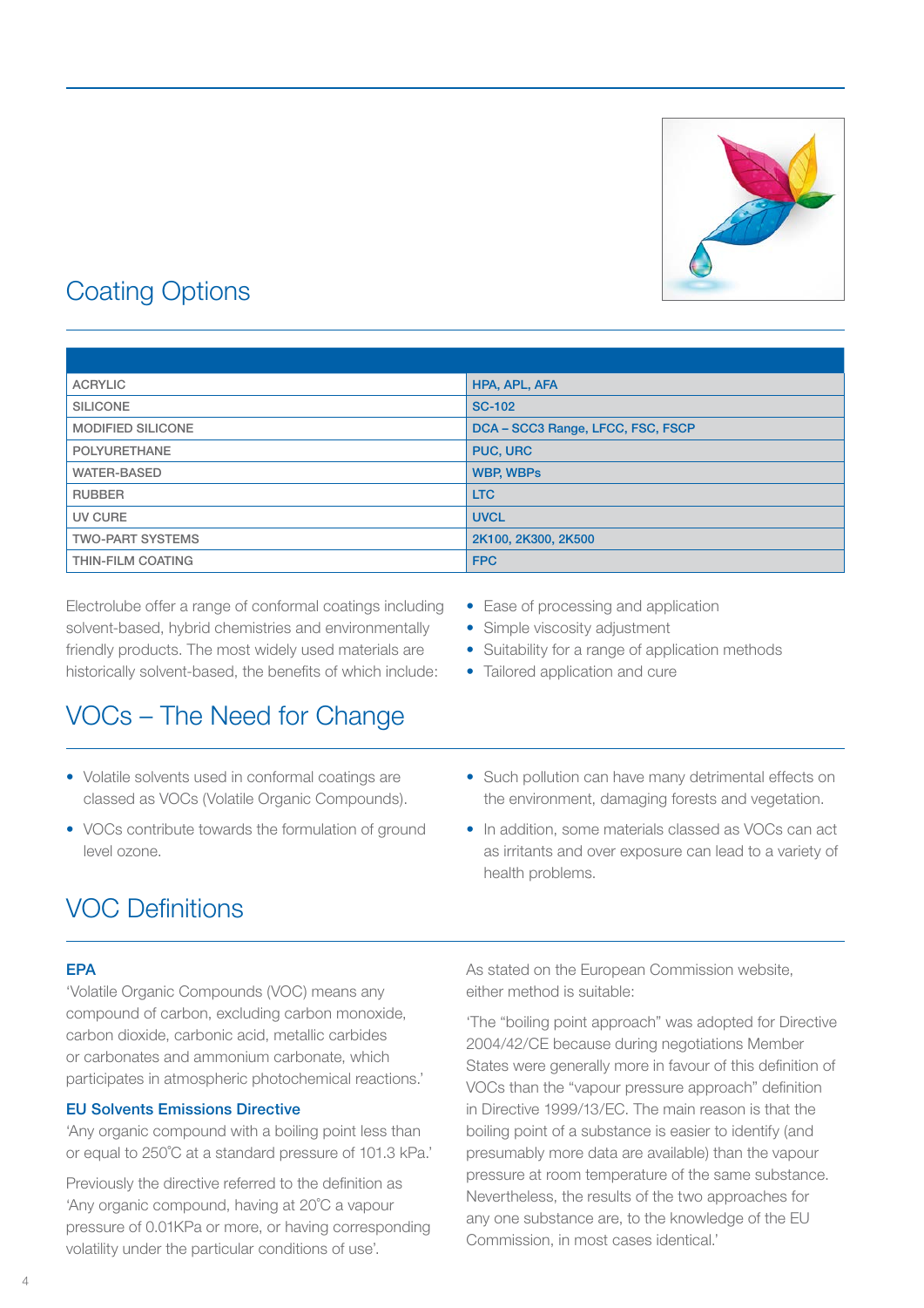## Coating Options

| | |
|---|---|
| ACRYLIC | HPA, APL, AFA |
| SILICONE | SC-102 |
| MODIFIED SILICONE | DCA – SCC3 Range, LFCC, FSC, FSCP |
| POLYURETHANE | PUC, URC |
| WATER-BASED | WBP, WBPs |
| RUBBER | LTC |
| UV CURE | UVCL |
| TWO-PART SYSTEMS | 2K100, 2K300, 2K500 |
| THIN-FILM COATING | FPC |

Electrolube offer a range of conformal coatings including solvent-based, hybrid chemistries and environmentally friendly products. The most widely used materials are historically solvent-based, the benefits of which include:

- Ease of processing and application
- Simple viscosity adjustment
- Suitability for a range of application methods
- Tailored application and cure

## VOCs – The Need for Change

- Volatile solvents used in conformal coatings are classed as VOCs (Volatile Organic Compounds).
- VOCs contribute towards the formulation of ground level ozone.
- Such pollution can have many detrimental effects on the environment, damaging forests and vegetation.
- In addition, some materials classed as VOCs can act as irritants and over exposure can lead to a variety of health problems.

## VOC Definitions

**EPA**

'Volatile Organic Compounds (VOC) means any compound of carbon, excluding carbon monoxide, carbon dioxide, carbonic acid, metallic carbides or carbonates and ammonium carbonate, which participates in atmospheric photochemical reactions.'

**EU Solvents Emissions Directive**

'Any organic compound with a boiling point less than or equal to 250˚C at a standard pressure of 101.3 kPa.'

Previously the directive referred to the definition as 'Any organic compound, having at 20˚C a vapour pressure of 0.01KPa or more, or having corresponding volatility under the particular conditions of use'.

As stated on the European Commission website, either method is suitable:

'The "boiling point approach" was adopted for Directive 2004/42/CE because during negotiations Member States were generally more in favour of this definition of VOCs than the "vapour pressure approach" definition in Directive 1999/13/EC. The main reason is that the boiling point of a substance is easier to identify (and presumably more data are available) than the vapour pressure at room temperature of the same substance. Nevertheless, the results of the two approaches for any one substance are, to the knowledge of the EU Commission, in most cases identical.'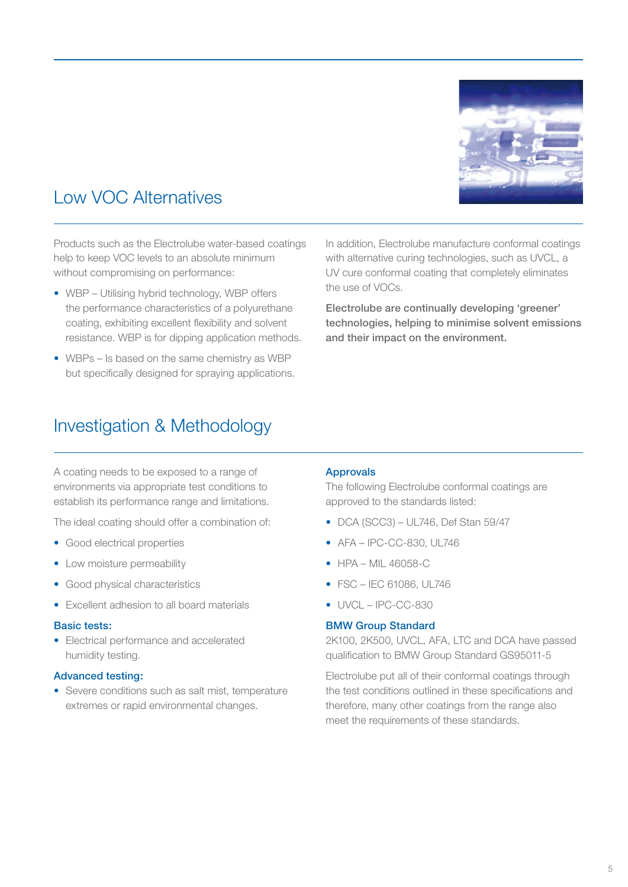## Low VOC Alternatives

Products such as the Electrolube water-based coatings help to keep VOC levels to an absolute minimum without compromising on performance:

- WBP – Utilising hybrid technology, WBP offers the performance characteristics of a polyurethane coating, exhibiting excellent flexibility and solvent resistance. WBP is for dipping application methods.
- WBPs – Is based on the same chemistry as WBP but specifically designed for spraying applications.

In addition, Electrolube manufacture conformal coatings with alternative curing technologies, such as UVCL, a UV cure conformal coating that completely eliminates the use of VOCs.

**Electrolube are continually developing 'greener' technologies, helping to minimise solvent emissions and their impact on the environment.**

## Investigation & Methodology

A coating needs to be exposed to a range of environments via appropriate test conditions to establish its performance range and limitations.

The ideal coating should offer a combination of:

- Good electrical properties
- Low moisture permeability
- Good physical characteristics
- Excellent adhesion to all board materials

### Basic tests:

- Electrical performance and accelerated humidity testing.

### Advanced testing:

- Severe conditions such as salt mist, temperature extremes or rapid environmental changes.

### Approvals

The following Electrolube conformal coatings are approved to the standards listed:

- DCA (SCC3) – UL746, Def Stan 59/47
- AFA – IPC-CC-830, UL746
- HPA – MIL 46058-C
- FSC – IEC 61086, UL746
- UVCL – IPC-CC-830

### BMW Group Standard

2K100, 2K500, UVCL, AFA, LTC and DCA have passed qualification to BMW Group Standard GS95011-5

Electrolube put all of their conformal coatings through the test conditions outlined in these specifications and therefore, many other coatings from the range also meet the requirements of these standards.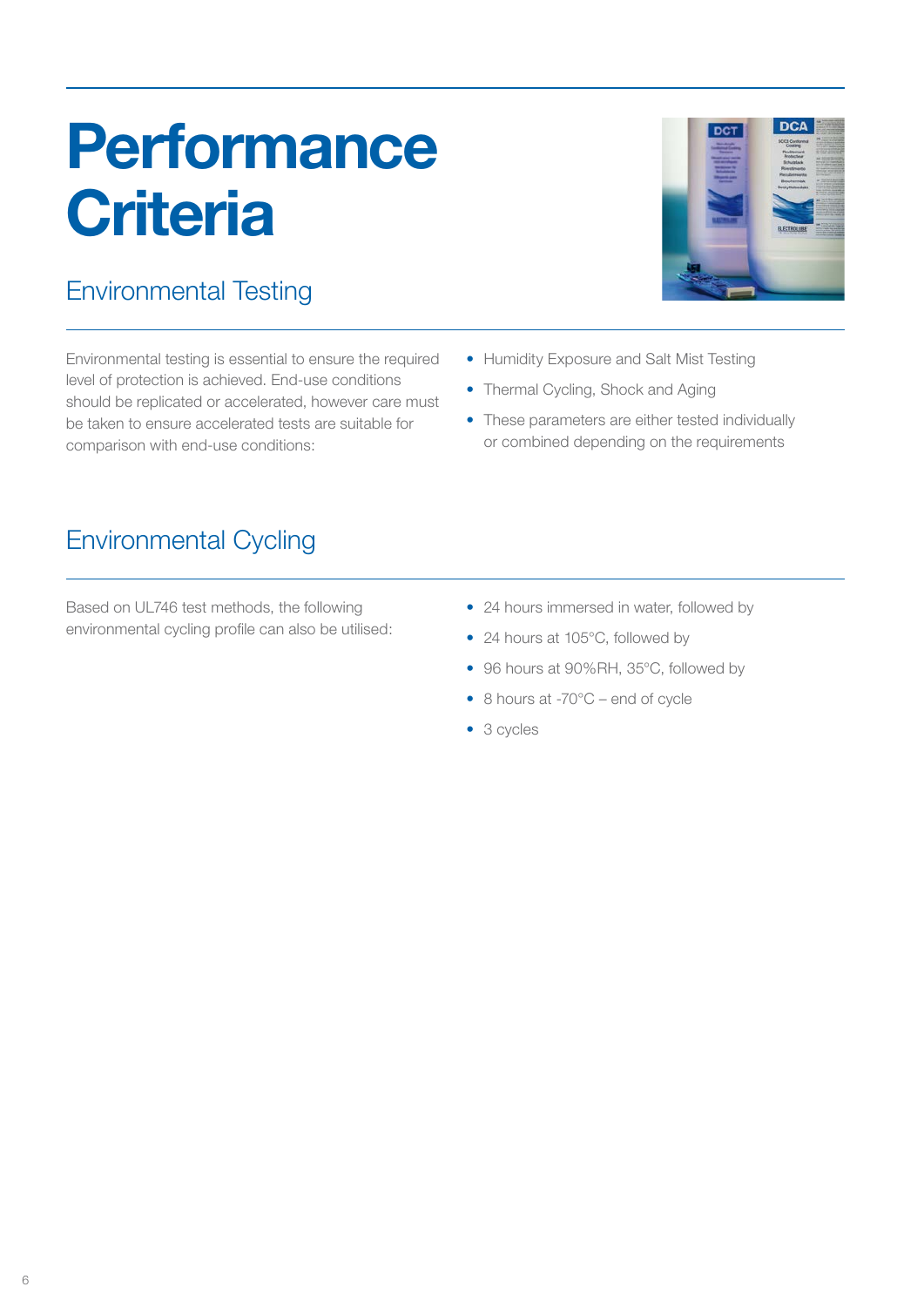# Performance Criteria

## Environmental Testing

Environmental testing is essential to ensure the required level of protection is achieved. End-use conditions should be replicated or accelerated, however care must be taken to ensure accelerated tests are suitable for comparison with end-use conditions:

- Humidity Exposure and Salt Mist Testing
- Thermal Cycling, Shock and Aging
- These parameters are either tested individually or combined depending on the requirements

## Environmental Cycling

Based on UL746 test methods, the following environmental cycling profile can also be utilised:

- 24 hours immersed in water, followed by
- 24 hours at 105°C, followed by
- 96 hours at 90%RH, 35°C, followed by
- 8 hours at -70°C – end of cycle
- 3 cycles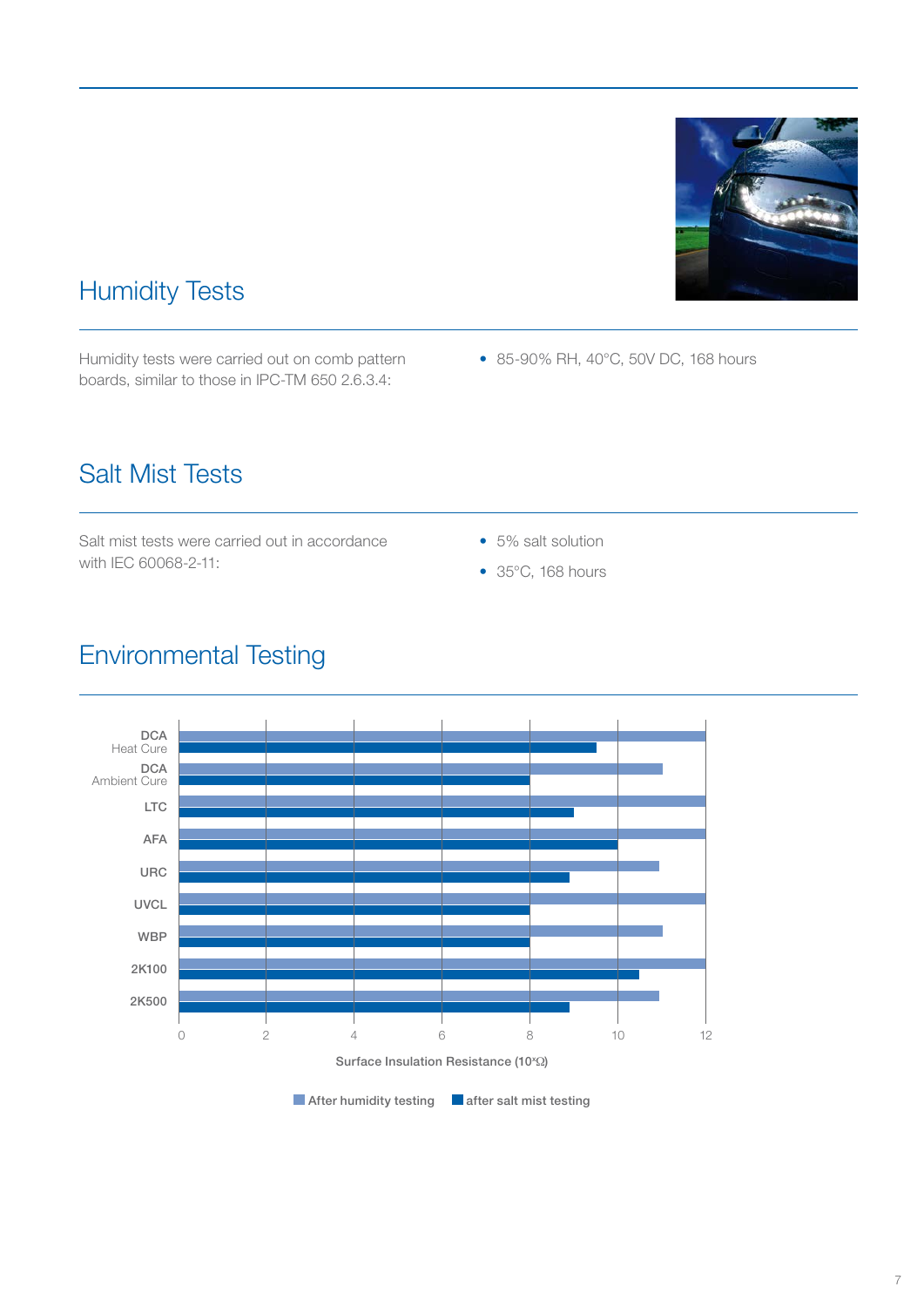## Humidity Tests

Humidity tests were carried out on comb pattern boards, similar to those in IPC-TM 650 2.6.3.4:

- 85-90% RH, 40°C, 50V DC, 168 hours

## Salt Mist Tests

Salt mist tests were carried out in accordance with IEC 60068-2-11:

- 5% salt solution
- 35°C, 168 hours

## Environmental Testing

| Product | After humidity testing | after salt mist testing |
|---|---|---|
| DCA Heat Cure | 12 | 9.5 |
| DCA Ambient Cure | 11 | 8 |
| LTC | 12 | 9 |
| AFA | 12 | 10 |
| URC | 11 | 9 |
| UVCL | 12 | 8 |
| WBP | 11 | 8 |
| 2K100 | 12 | 10.5 |
| 2K500 | 11 | 9 |

Surface Insulation Resistance ($10^x\Omega$)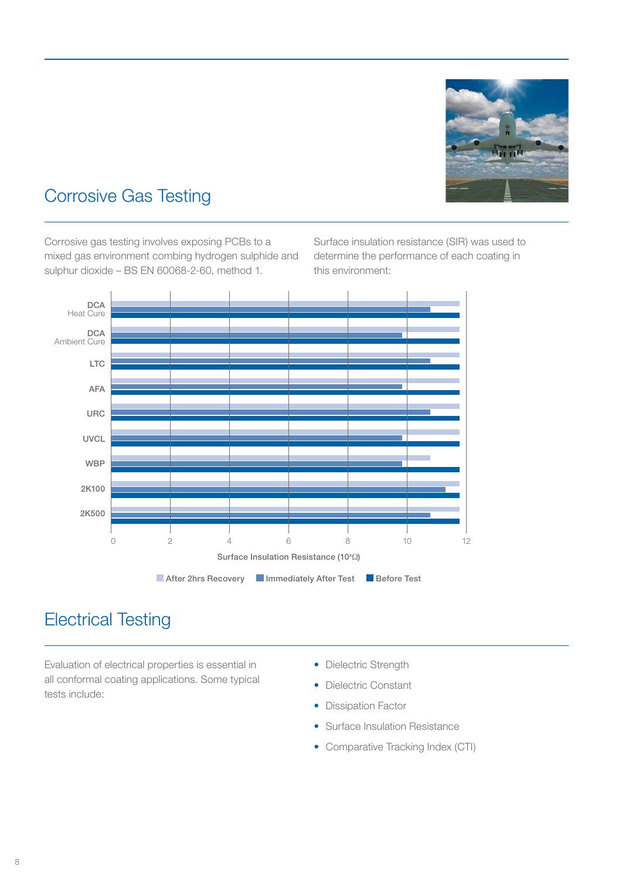## Corrosive Gas Testing

Corrosive gas testing involves exposing PCBs to a mixed gas environment combing hydrogen sulphide and sulphur dioxide – BS EN 60068-2-60, method 1.

Surface insulation resistance (SIR) was used to determine the performance of each coating in this environment:

## Electrical Testing

Evaluation of electrical properties is essential in all conformal coating applications. Some typical tests include:

- Dielectric Strength
- Dielectric Constant
- Dissipation Factor
- Surface Insulation Resistance
- Comparative Tracking Index (CTI)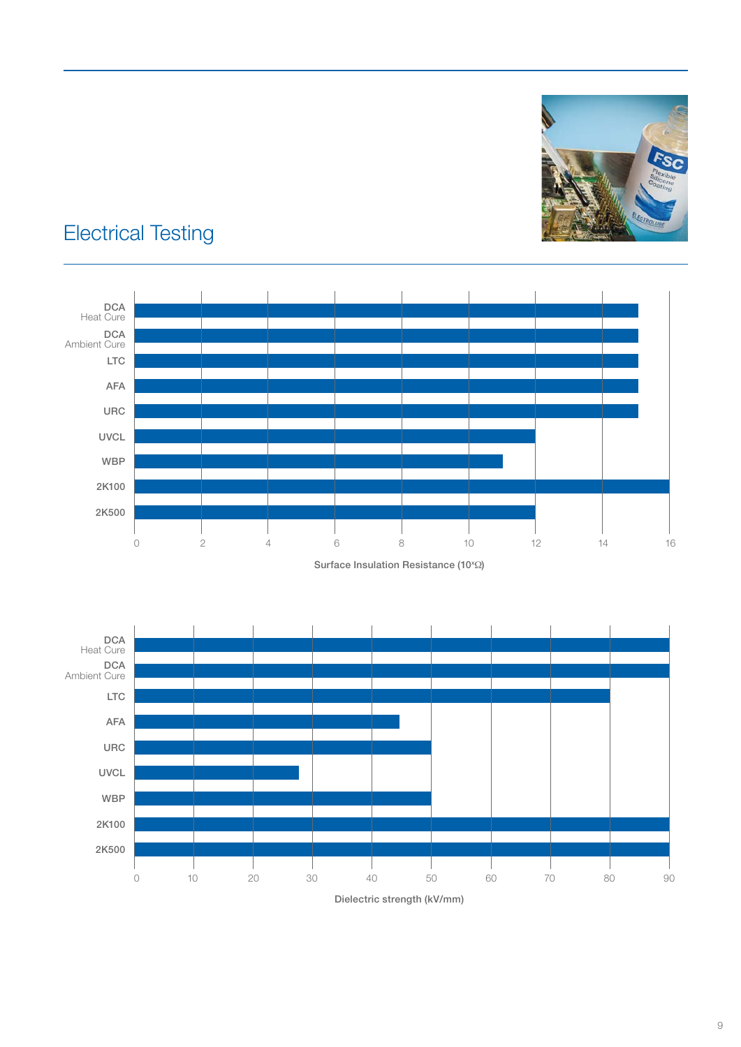# Electrical Testing

| Product | Surface Insulation Resistance ($10^x\Omega$) |
|---|---|
| DCA Heat Cure | 15 |
| DCA Ambient Cure | 15 |
| LTC | 15 |
| AFA | 15 |
| URC | 15 |
| UVCL | 12 |
| WBP | 11 |
| 2K100 | 16 |
| 2K500 | 12 |

Surface Insulation Resistance ($10^x\Omega$)

| Product | Dielectric strength (kV/mm) |
|---|---|
| DCA Heat Cure | 90 |
| DCA Ambient Cure | 90 |
| LTC | 80 |
| AFA | 45 |
| URC | 50 |
| UVCL | 28 |
| WBP | 50 |
| 2K100 | 90 |
| 2K500 | 90 |

Dielectric strength (kV/mm)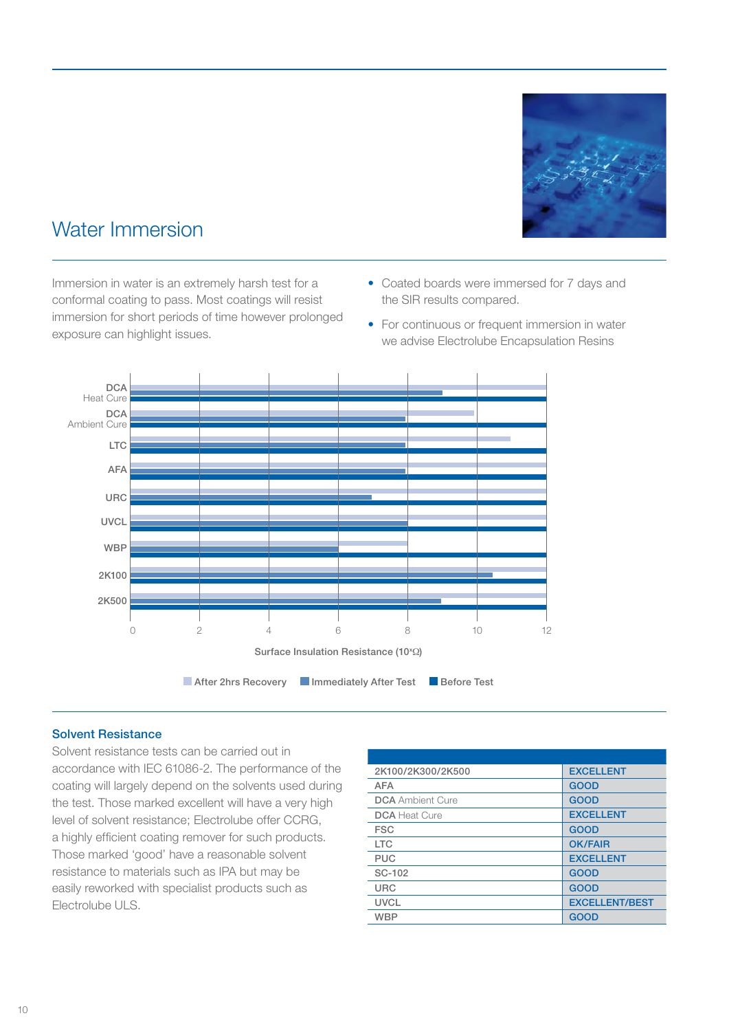## Water Immersion

Immersion in water is an extremely harsh test for a conformal coating to pass. Most coatings will resist immersion for short periods of time however prolonged exposure can highlight issues.

- Coated boards were immersed for 7 days and the SIR results compared.
- For continuous or frequent immersion in water we advise Electrolube Encapsulation Resins

DCA Heat Cure
DCA Ambient Cure
LTC
AFA
URC
UVCL
WBP
2K100
2K500

0 2 4 6 8 10 12

Surface Insulation Resistance ($10^x\Omega$)

After 2hrs Recovery | Immediately After Test | Before Test

### Solvent Resistance

Solvent resistance tests can be carried out in accordance with IEC 61086-2. The performance of the coating will largely depend on the solvents used during the test. Those marked excellent will have a very high level of solvent resistance; Electrolube offer CCRG, a highly efficient coating remover for such products. Those marked 'good' have a reasonable solvent resistance to materials such as IPA but may be easily reworked with specialist products such as Electrolube ULS.

| | |
|---|---|
| 2K100/2K300/2K500 | EXCELLENT |
| AFA | GOOD |
| **DCA** Ambient Cure | GOOD |
| **DCA** Heat Cure | EXCELLENT |
| FSC | GOOD |
| LTC | OK/FAIR |
| PUC | EXCELLENT |
| SC-102 | GOOD |
| URC | GOOD |
| UVCL | EXCELLENT/BEST |
| WBP | GOOD |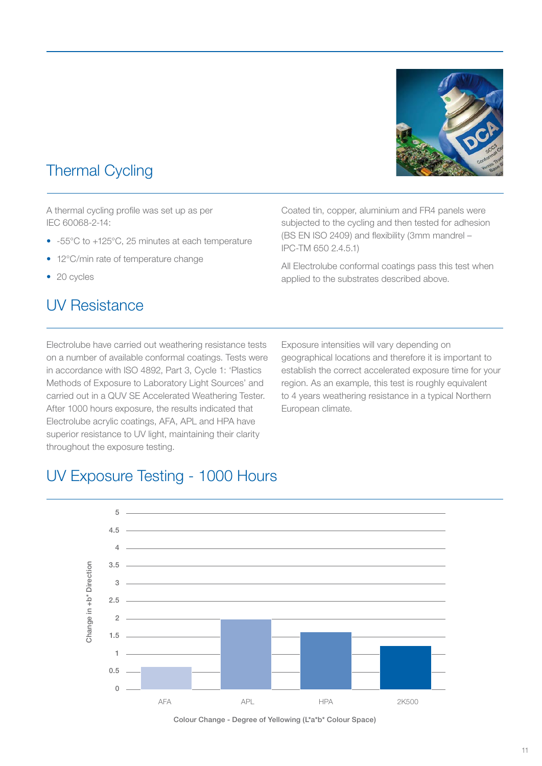## Thermal Cycling

A thermal cycling profile was set up as per IEC 60068-2-14:

- -55°C to +125°C, 25 minutes at each temperature
- 12°C/min rate of temperature change
- 20 cycles

Coated tin, copper, aluminium and FR4 panels were subjected to the cycling and then tested for adhesion (BS EN ISO 2409) and flexibility (3mm mandrel – IPC-TM 650 2.4.5.1)

All Electrolube conformal coatings pass this test when applied to the substrates described above.

## UV Resistance

Electrolube have carried out weathering resistance tests on a number of available conformal coatings. Tests were in accordance with ISO 4892, Part 3, Cycle 1: 'Plastics Methods of Exposure to Laboratory Light Sources' and carried out in a QUV SE Accelerated Weathering Tester. After 1000 hours exposure, the results indicated that Electrolube acrylic coatings, AFA, APL and HPA have superior resistance to UV light, maintaining their clarity throughout the exposure testing.

Exposure intensities will vary depending on geographical locations and therefore it is important to establish the correct accelerated exposure time for your region. As an example, this test is roughly equivalent to 4 years weathering resistance in a typical Northern European climate.

## UV Exposure Testing - 1000 Hours

Change in +b* Direction

| Coating | Change in +b* Direction (approx.) |
|---|---|
| AFA | 0.65 |
| APL | 2.0 |
| HPA | 1.65 |
| 2K500 | 1.25 |

Colour Change - Degree of Yellowing (L*a*b* Colour Space)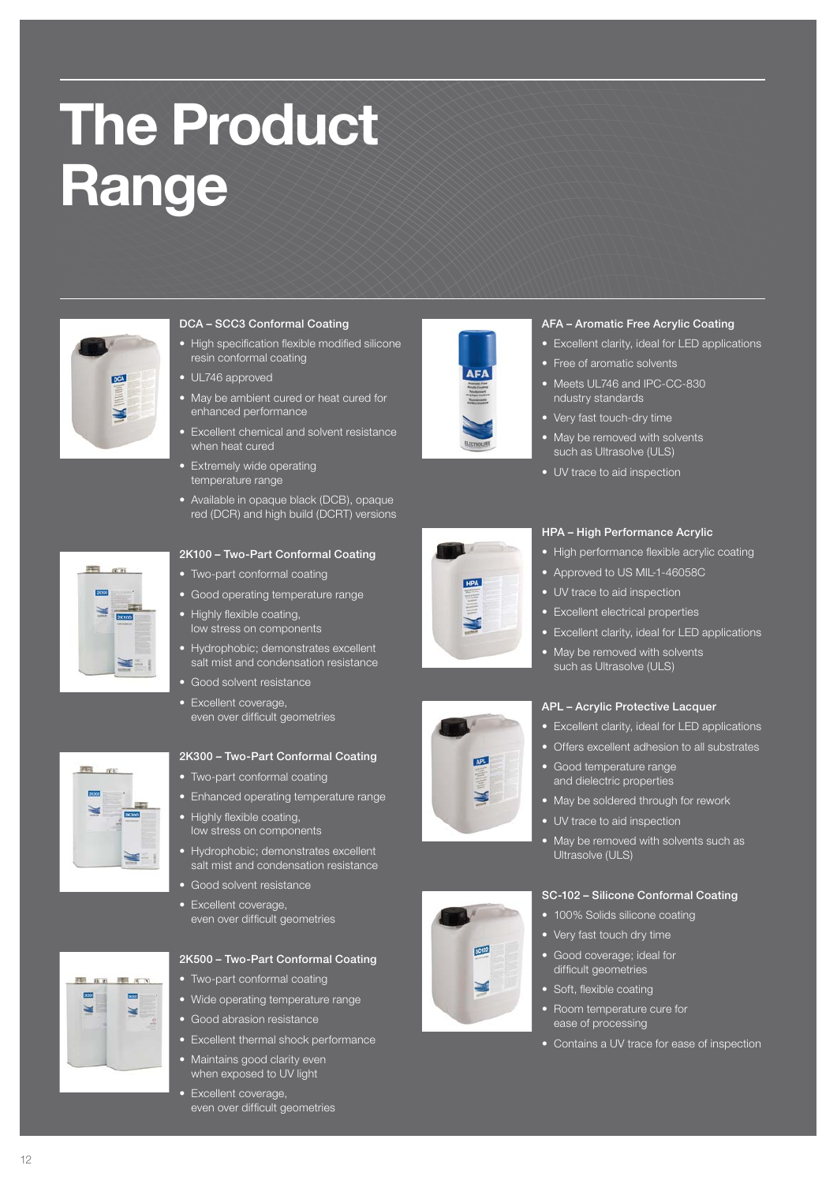# The Product Range

### DCA – SCC3 Conformal Coating

- High specification flexible modified silicone resin conformal coating
- UL746 approved
- May be ambient cured or heat cured for enhanced performance
- Excellent chemical and solvent resistance when heat cured
- Extremely wide operating temperature range
- Available in opaque black (DCB), opaque red (DCR) and high build (DCRT) versions

### 2K100 – Two-Part Conformal Coating

- Two-part conformal coating
- Good operating temperature range
- Highly flexible coating, low stress on components
- Hydrophobic; demonstrates excellent salt mist and condensation resistance
- Good solvent resistance
- Excellent coverage, even over difficult geometries

### 2K300 – Two-Part Conformal Coating

- Two-part conformal coating
- Enhanced operating temperature range
- Highly flexible coating, low stress on components
- Hydrophobic; demonstrates excellent salt mist and condensation resistance
- Good solvent resistance
- Excellent coverage, even over difficult geometries

### 2K500 – Two-Part Conformal Coating

- Two-part conformal coating
- Wide operating temperature range
- Good abrasion resistance
- Excellent thermal shock performance
- Maintains good clarity even when exposed to UV light
- Excellent coverage, even over difficult geometries

### AFA – Aromatic Free Acrylic Coating

- Excellent clarity, ideal for LED applications
- Free of aromatic solvents
- Meets UL746 and IPC-CC-830 ndustry standards
- Very fast touch-dry time
- May be removed with solvents such as Ultrasolve (ULS)
- UV trace to aid inspection

### HPA – High Performance Acrylic

- High performance flexible acrylic coating
- Approved to US MIL-1-46058C
- UV trace to aid inspection
- Excellent electrical properties
- Excellent clarity, ideal for LED applications
- May be removed with solvents such as Ultrasolve (ULS)

### APL – Acrylic Protective Lacquer

- Excellent clarity, ideal for LED applications
- Offers excellent adhesion to all substrates
- Good temperature range and dielectric properties
- May be soldered through for rework
- UV trace to aid inspection
- May be removed with solvents such as Ultrasolve (ULS)

### SC-102 – Silicone Conformal Coating

- 100% Solids silicone coating
- Very fast touch dry time
- Good coverage; ideal for difficult geometries
- Soft, flexible coating
- Room temperature cure for ease of processing
- Contains a UV trace for ease of inspection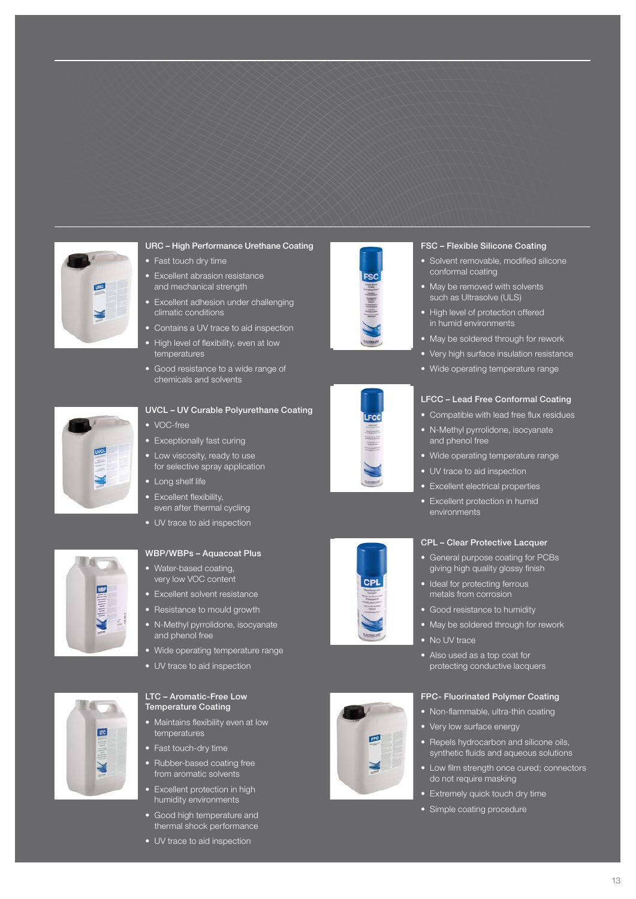### URC – High Performance Urethane Coating

- Fast touch dry time
- Excellent abrasion resistance and mechanical strength
- Excellent adhesion under challenging climatic conditions
- Contains a UV trace to aid inspection
- High level of flexibility, even at low temperatures
- Good resistance to a wide range of chemicals and solvents

### UVCL – UV Curable Polyurethane Coating

- VOC-free
- Exceptionally fast curing
- Low viscosity, ready to use for selective spray application
- Long shelf life
- Excellent flexibility, even after thermal cycling
- UV trace to aid inspection

### WBP/WBPs – Aquacoat Plus

- Water-based coating, very low VOC content
- Excellent solvent resistance
- Resistance to mould growth
- N-Methyl pyrrolidone, isocyanate and phenol free
- Wide operating temperature range
- UV trace to aid inspection

### LTC – Aromatic-Free Low Temperature Coating

- Maintains flexibility even at low temperatures
- Fast touch-dry time
- Rubber-based coating free from aromatic solvents
- Excellent protection in high humidity environments
- Good high temperature and thermal shock performance
- UV trace to aid inspection

### FSC – Flexible Silicone Coating

- Solvent removable, modified silicone conformal coating
- May be removed with solvents such as Ultrasolve (ULS)
- High level of protection offered in humid environments
- May be soldered through for rework
- Very high surface insulation resistance
- Wide operating temperature range

### LFCC – Lead Free Conformal Coating

- Compatible with lead free flux residues
- N-Methyl pyrrolidone, isocyanate and phenol free
- Wide operating temperature range
- UV trace to aid inspection
- Excellent electrical properties
- Excellent protection in humid environments

### CPL – Clear Protective Lacquer

- General purpose coating for PCBs giving high quality glossy finish
- Ideal for protecting ferrous metals from corrosion
- Good resistance to humidity
- May be soldered through for rework
- No UV trace
- Also used as a top coat for protecting conductive lacquers

### FPC- Fluorinated Polymer Coating

- Non-flammable, ultra-thin coating
- Very low surface energy
- Repels hydrocarbon and silicone oils, synthetic fluids and aqueous solutions
- Low film strength once cured; connectors do not require masking
- Extremely quick touch dry time
- Simple coating procedure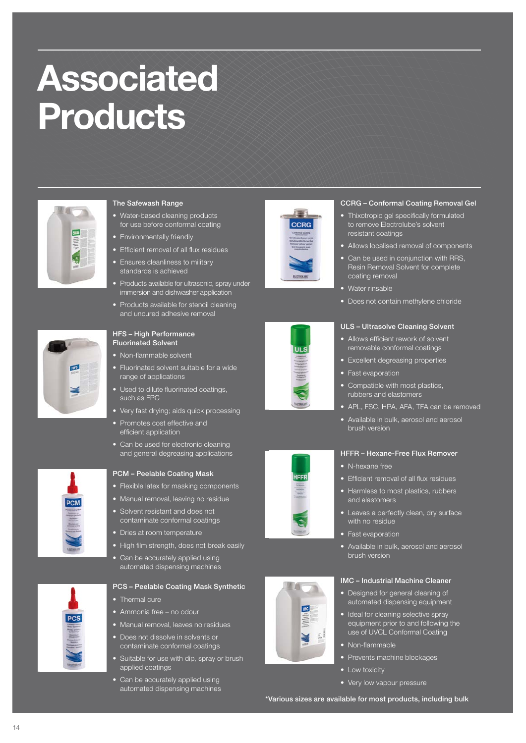# Associated Products

### The Safewash Range

- Water-based cleaning products for use before conformal coating
- Environmentally friendly
- Efficient removal of all flux residues
- Ensures cleanliness to military standards is achieved
- Products available for ultrasonic, spray under immersion and dishwasher application
- Products available for stencil cleaning and uncured adhesive removal

### HFS – High Performance Fluorinated Solvent

- Non-flammable solvent
- Fluorinated solvent suitable for a wide range of applications
- Used to dilute fluorinated coatings, such as FPC
- Very fast drying; aids quick processing
- Promotes cost effective and efficient application
- Can be used for electronic cleaning and general degreasing applications

### PCM – Peelable Coating Mask

- Flexible latex for masking components
- Manual removal, leaving no residue
- Solvent resistant and does not contaminate conformal coatings
- Dries at room temperature
- High film strength, does not break easily
- Can be accurately applied using automated dispensing machines

### PCS – Peelable Coating Mask Synthetic

- Thermal cure
- Ammonia free – no odour
- Manual removal, leaves no residues
- Does not dissolve in solvents or contaminate conformal coatings
- Suitable for use with dip, spray or brush applied coatings
- Can be accurately applied using automated dispensing machines

### CCRG – Conformal Coating Removal Gel

- Thixotropic gel specifically formulated to remove Electrolube's solvent resistant coatings
- Allows localised removal of components
- Can be used in conjunction with RRS, Resin Removal Solvent for complete coating removal
- Water rinsable
- Does not contain methylene chloride

### ULS – Ultrasolve Cleaning Solvent

- Allows efficient rework of solvent removable conformal coatings
- Excellent degreasing properties
- Fast evaporation
- Compatible with most plastics, rubbers and elastomers
- APL, FSC, HPA, AFA, TFA can be removed
- Available in bulk, aerosol and aerosol brush version

### HFFR – Hexane-Free Flux Remover

- N-hexane free
- Efficient removal of all flux residues
- Harmless to most plastics, rubbers and elastomers
- Leaves a perfectly clean, dry surface with no residue
- Fast evaporation
- Available in bulk, aerosol and aerosol brush version

### IMC – Industrial Machine Cleaner

- Designed for general cleaning of automated dispensing equipment
- Ideal for cleaning selective spray equipment prior to and following the use of UVCL Conformal Coating
- Non-flammable
- Prevents machine blockages
- Low toxicity
- Very low vapour pressure

**\*Various sizes are available for most products, including bulk**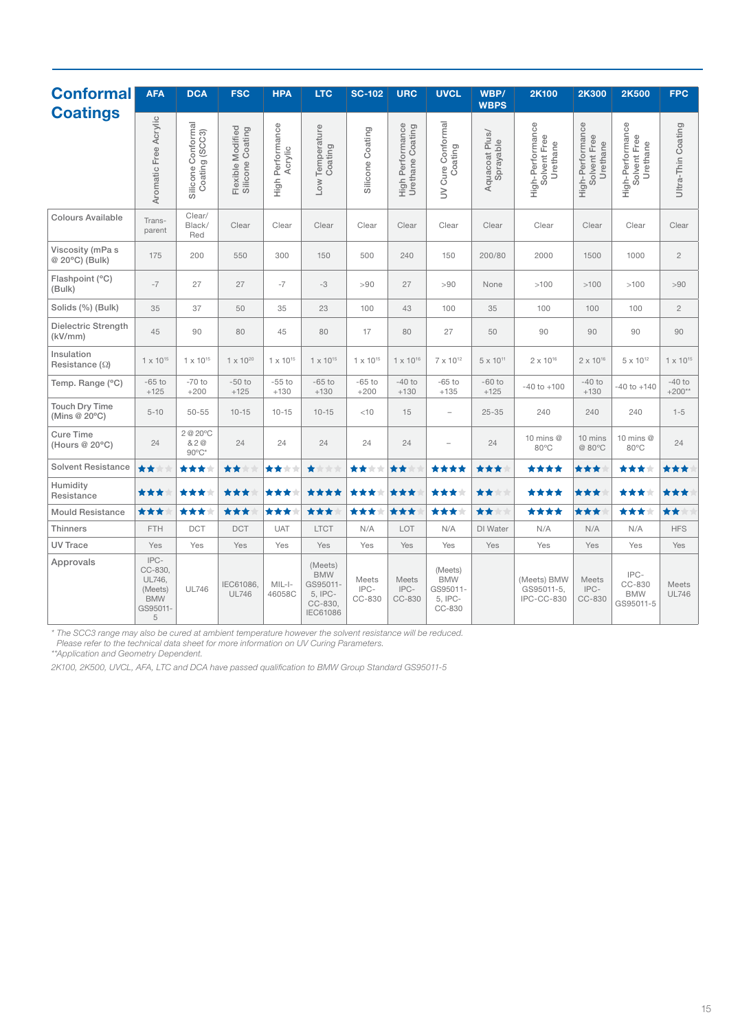# Conformal Coatings

| | AFA | DCA | FSC | HPA | LTC | SC-102 | URC | UVCL | WBP/ WBPS | 2K100 | 2K300 | 2K500 | FPC |
|---|---|---|---|---|---|---|---|---|---|---|---|---|---|
| | Aromatic Free Acrylic | Silicone Conformal Coating (SCC3) | Flexible Modified Silicone Coating | High Performance Acrylic | Low Temperature Coating | Silicone Coating | High Performance Urethane Coating | UV Cure Conformal Coating | Aquacoat Plus/ Sprayable | High-Performance Solvent Free Urethane | High-Performance Solvent Free Urethane | High-Performance Solvent Free Urethane | Ultra-Thin Coating |
| Colours Available | Trans-parent | Clear/ Black/ Red | Clear | Clear | Clear | Clear | Clear | Clear | Clear | Clear | Clear | Clear | Clear |
| Viscosity (mPa s @ 20°C) (Bulk) | 175 | 200 | 550 | 300 | 150 | 500 | 240 | 150 | 200/80 | 2000 | 1500 | 1000 | 2 |
| Flashpoint (°C) (Bulk) | -7 | 27 | 27 | -7 | -3 | >90 | 27 | >90 | None | >100 | >100 | >100 | >90 |
| Solids (%) (Bulk) | 35 | 37 | 50 | 35 | 23 | 100 | 43 | 100 | 35 | 100 | 100 | 100 | 2 |
| Dielectric Strength (kV/mm) | 45 | 90 | 80 | 45 | 80 | 17 | 80 | 27 | 50 | 90 | 90 | 90 | 90 |
| Insulation Resistance (Ω) | $1 \times 10^{15}$ | $1 \times 10^{15}$ | $1 \times 10^{20}$ | $1 \times 10^{15}$ | $1 \times 10^{15}$ | $1 \times 10^{15}$ | $1 \times 10^{16}$ | $7 \times 10^{12}$ | $5 \times 10^{11}$ | $2 \times 10^{16}$ | $2 \times 10^{16}$ | $5 \times 10^{12}$ | $1 \times 10^{15}$ |
| Temp. Range (°C) | -65 to +125 | -70 to +200 | -50 to +125 | -55 to +130 | -65 to +130 | -65 to +200 | -40 to +130 | -65 to +135 | -60 to +125 | -40 to +100 | -40 to +130 | -40 to +140 | -40 to +200** |
| Touch Dry Time (Mins @ 20°C) | 5-10 | 50-55 | 10-15 | 10-15 | 10-15 | <10 | 15 | – | 25-35 | 240 | 240 | 240 | 1-5 |
| Cure Time (Hours @ 20°C) | 24 | 2 @ 20°C & 2 @ 90°C* | 24 | 24 | 24 | 24 | 24 | – | 24 | 10 mins @ 80°C | 10 mins @ 80°C | 10 mins @ 80°C | 24 |
| Solvent Resistance | ★★☆☆ | ★★★☆ | ★★☆☆ | ★★☆☆ | ★☆☆☆ | ★★☆☆ | ★★☆☆ | ★★★★ | ★★★☆ | ★★★★ | ★★★☆ | ★★★☆ | ★★★☆ |
| Humidity Resistance | ★★★☆ | ★★★☆ | ★★★☆ | ★★★☆ | ★★★★ | ★★★☆ | ★★★☆ | ★★★☆ | ★★☆☆ | ★★★★ | ★★★☆ | ★★★☆ | ★★★☆ |
| Mould Resistance | ★★★☆ | ★★★☆ | ★★★☆ | ★★★☆ | ★★★☆ | ★★★☆ | ★★★☆ | ★★★☆ | ★★☆☆ | ★★★★ | ★★★☆ | ★★★☆ | ★★☆☆ |
| Thinners | FTH | DCT | DCT | UAT | LTCT | N/A | LOT | N/A | DI Water | N/A | N/A | N/A | HFS |
| UV Trace | Yes | Yes | Yes | Yes | Yes | Yes | Yes | Yes | Yes | Yes | Yes | Yes | Yes |
| Approvals | IPC-CC-830, UL746, (Meets) BMW GS95011-5 | UL746 | IEC61086, UL746 | MIL-I-46058C | (Meets) BMW GS95011-5, IPC-CC-830, IEC61086 | Meets IPC-CC-830 | Meets IPC-CC-830 | (Meets) BMW GS95011-5, IPC-CC-830 | | (Meets) BMW GS95011-5, IPC-CC-830 | Meets IPC-CC-830 | IPC-CC-830 BMW GS95011-5 | Meets UL746 |

*\* The SCC3 range may also be cured at ambient temperature however the solvent resistance will be reduced.*
*Please refer to the technical data sheet for more information on UV Curing Parameters.*

*\*\*Application and Geometry Dependent.*

*2K100, 2K500, UVCL, AFA, LTC and DCA have passed qualification to BMW Group Standard GS95011-5*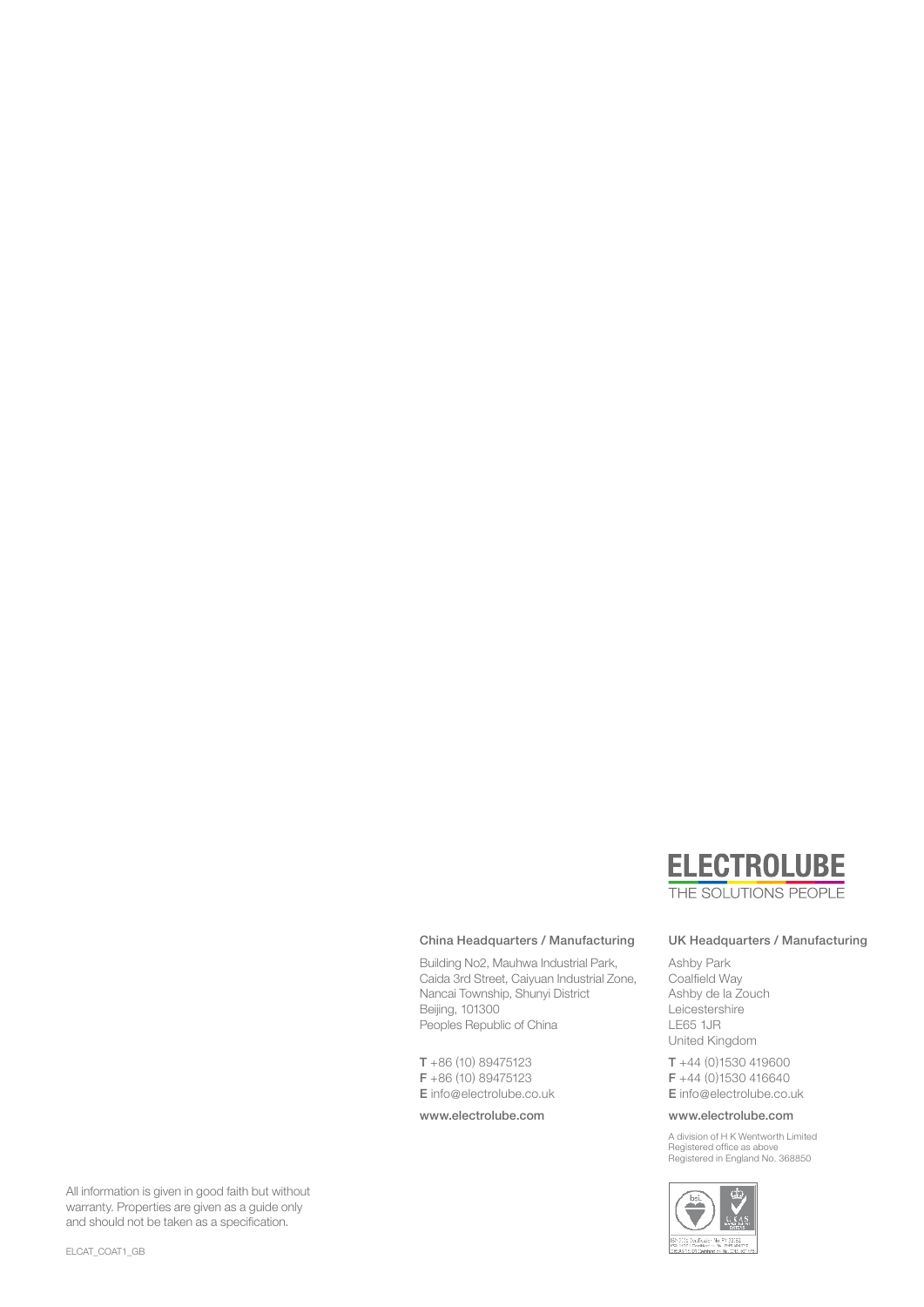**ELECTROLUBE**
THE SOLUTIONS PEOPLE

### China Headquarters / Manufacturing

Building No2, Mauhwa Industrial Park,
Caida 3rd Street, Caiyuan Industrial Zone,
Nancai Township, Shunyi District
Beijing, 101300
Peoples Republic of China

**T** +86 (10) 89475123
**F** +86 (10) 89475123
**E** info@electrolube.co.uk

www.electrolube.com

### UK Headquarters / Manufacturing

Ashby Park
Coalfield Way
Ashby de la Zouch
Leicestershire
LE65 1JR
United Kingdom

**T** +44 (0)1530 419600
**F** +44 (0)1530 416640
**E** info@electrolube.co.uk

www.electrolube.com

A division of H K Wentworth Limited
Registered office as above
Registered in England No. 368850

All information is given in good faith but without warranty. Properties are given as a guide only and should not be taken as a specification.

ELCAT_COAT1_GB